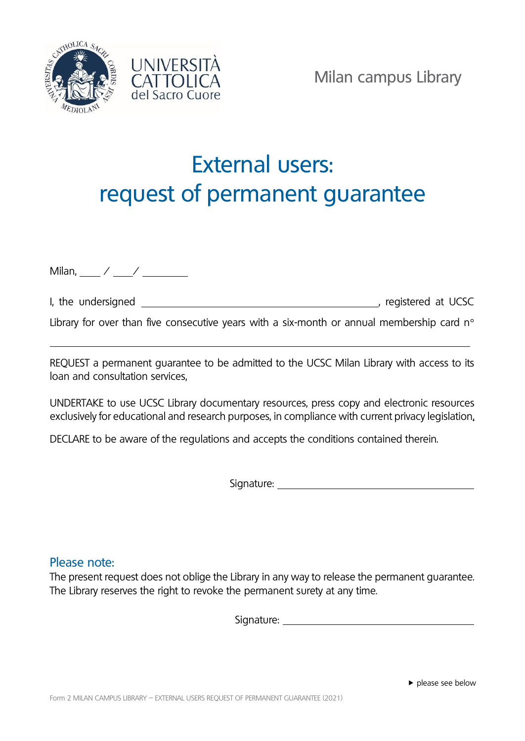UNIVERSITÀ CATTOLICA del Sacro Cuore

Milan campus Library

# External users: request of permanent guarantee

Milan, ____ / ____ / ________

I, the undersigned ________________________________________, registered at UCSC Library for over than five consecutive years with a six-month or annual membership card n° ________________________________________

REQUEST a permanent guarantee to be admitted to the UCSC Milan Library with access to its loan and consultation services,

UNDERTAKE to use UCSC Library documentary resources, press copy and electronic resources exclusively for educational and research purposes, in compliance with current privacy legislation,

DECLARE to be aware of the regulations and accepts the conditions contained therein.

Signature: ________________________________

## Please note:

The present request does not oblige the Library in any way to release the permanent guarantee. The Library reserves the right to revoke the permanent surety at any time.

Signature: ________________________________

▶ please see below

Form 2 MILAN CAMPUS LIBRARY – EXTERNAL USERS REQUEST OF PERMANENT GUARANTEE (2021)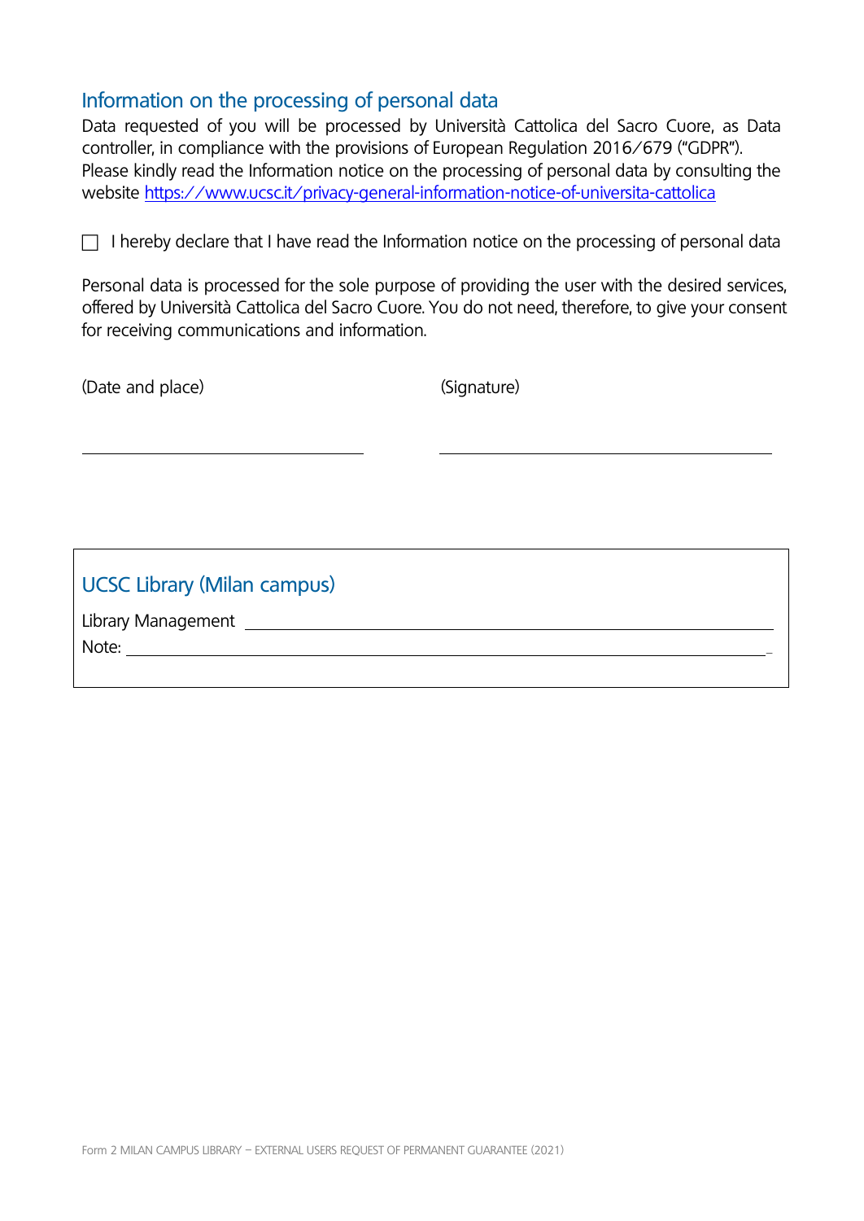## Information on the processing of personal data

Data requested of you will be processed by Università Cattolica del Sacro Cuore, as Data controller, in compliance with the provisions of European Regulation 2016/679 ("GDPR").
Please kindly read the Information notice on the processing of personal data by consulting the website https://www.ucsc.it/privacy-general-information-notice-of-universita-cattolica

☐ I hereby declare that I have read the Information notice on the processing of personal data

Personal data is processed for the sole purpose of providing the user with the desired services, offered by Università Cattolica del Sacro Cuore. You do not need, therefore, to give your consent for receiving communications and information.

(Date and place) ______________________ (Signature) ______________________

### UCSC Library (Milan campus)

Library Management ______________________

Note: ______________________

Form 2 MILAN CAMPUS LIBRARY – EXTERNAL USERS REQUEST OF PERMANENT GUARANTEE (2021)